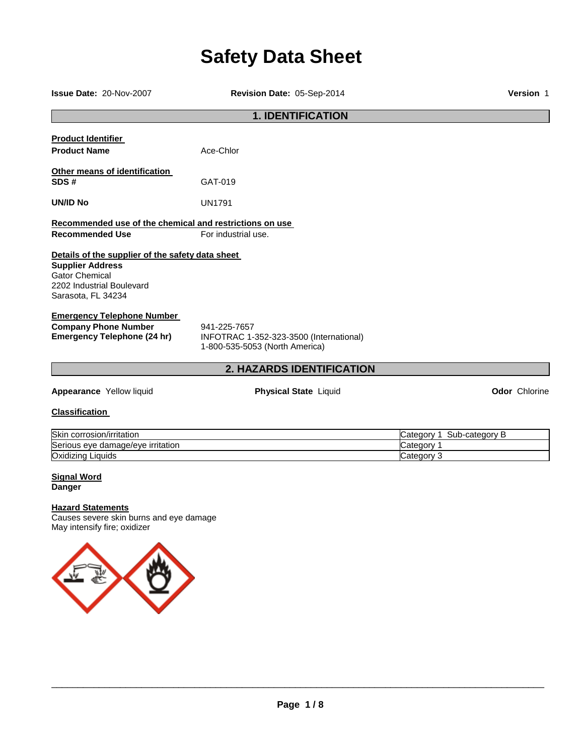# Safety Data Sheet

**Issue Date:** 20-Nov-2007 **Revision Date:** 05-Sep-2014 **Version** 1

## 1. IDENTIFICATION

**Product Identifier**

**Product Name** Ace-Chlor

**Other means of identification**

**SDS #** GAT-019

**UN/ID No** UN1791

**Recommended use of the chemical and restrictions on use**

**Recommended Use** For industrial use.

**Details of the supplier of the safety data sheet**

**Supplier Address**
Gator Chemical
2202 Industrial Boulevard
Sarasota, FL 34234

**Emergency Telephone Number**

**Company Phone Number** 941-225-7657

**Emergency Telephone (24 hr)** INFOTRAC 1-352-323-3500 (International)
1-800-535-5053 (North America)

## 2. HAZARDS IDENTIFICATION

**Appearance** Yellow liquid **Physical State** Liquid **Odor** Chlorine

**Classification**

| | |
|---|---|
| Skin corrosion/irritation | Category 1 Sub-category B |
| Serious eye damage/eye irritation | Category 1 |
| Oxidizing Liquids | Category 3 |

**Signal Word**
**Danger**

**Hazard Statements**
Causes severe skin burns and eye damage
May intensify fire; oxidizer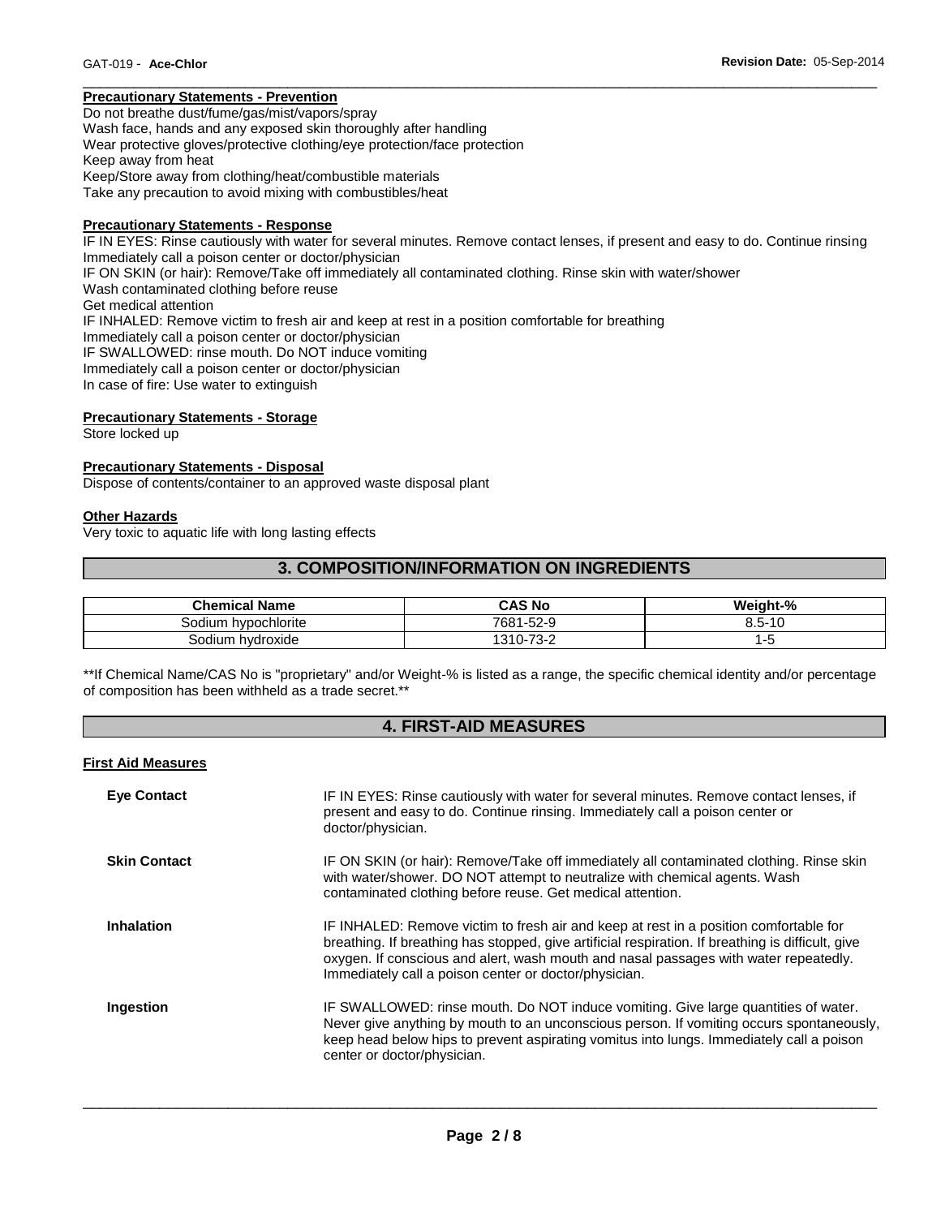### Precautionary Statements - Prevention

Do not breathe dust/fume/gas/mist/vapors/spray
Wash face, hands and any exposed skin thoroughly after handling
Wear protective gloves/protective clothing/eye protection/face protection
Keep away from heat
Keep/Store away from clothing/heat/combustible materials
Take any precaution to avoid mixing with combustibles/heat

### Precautionary Statements - Response

IF IN EYES: Rinse cautiously with water for several minutes. Remove contact lenses, if present and easy to do. Continue rinsing
Immediately call a poison center or doctor/physician
IF ON SKIN (or hair): Remove/Take off immediately all contaminated clothing. Rinse skin with water/shower
Wash contaminated clothing before reuse
Get medical attention
IF INHALED: Remove victim to fresh air and keep at rest in a position comfortable for breathing
Immediately call a poison center or doctor/physician
IF SWALLOWED: rinse mouth. Do NOT induce vomiting
Immediately call a poison center or doctor/physician
In case of fire: Use water to extinguish

### Precautionary Statements - Storage

Store locked up

### Precautionary Statements - Disposal

Dispose of contents/container to an approved waste disposal plant

### Other Hazards

Very toxic to aquatic life with long lasting effects

## 3. COMPOSITION/INFORMATION ON INGREDIENTS

| Chemical Name | CAS No | Weight-% |
|---|---|---|
| Sodium hypochlorite | 7681-52-9 | 8.5-10 |
| Sodium hydroxide | 1310-73-2 | 1-5 |

**If Chemical Name/CAS No is "proprietary" and/or Weight-% is listed as a range, the specific chemical identity and/or percentage of composition has been withheld as a trade secret.**

## 4. FIRST-AID MEASURES

### First Aid Measures

**Eye Contact** IF IN EYES: Rinse cautiously with water for several minutes. Remove contact lenses, if present and easy to do. Continue rinsing. Immediately call a poison center or doctor/physician.

**Skin Contact** IF ON SKIN (or hair): Remove/Take off immediately all contaminated clothing. Rinse skin with water/shower. DO NOT attempt to neutralize with chemical agents. Wash contaminated clothing before reuse. Get medical attention.

**Inhalation** IF INHALED: Remove victim to fresh air and keep at rest in a position comfortable for breathing. If breathing has stopped, give artificial respiration. If breathing is difficult, give oxygen. If conscious and alert, wash mouth and nasal passages with water repeatedly. Immediately call a poison center or doctor/physician.

**Ingestion** IF SWALLOWED: rinse mouth. Do NOT induce vomiting. Give large quantities of water. Never give anything by mouth to an unconscious person. If vomiting occurs spontaneously, keep head below hips to prevent aspirating vomitus into lungs. Immediately call a poison center or doctor/physician.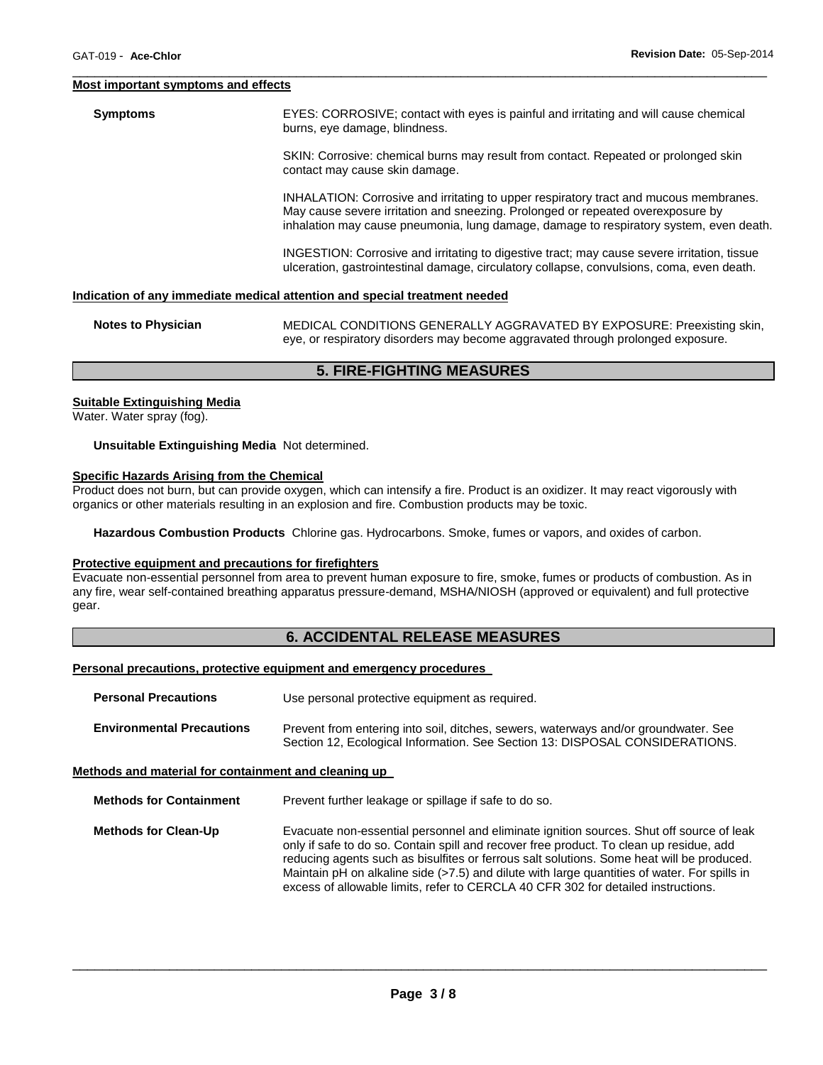#### Most important symptoms and effects

**Symptoms**

EYES: CORROSIVE; contact with eyes is painful and irritating and will cause chemical burns, eye damage, blindness.

SKIN: Corrosive: chemical burns may result from contact. Repeated or prolonged skin contact may cause skin damage.

INHALATION: Corrosive and irritating to upper respiratory tract and mucous membranes. May cause severe irritation and sneezing. Prolonged or repeated overexposure by inhalation may cause pneumonia, lung damage, damage to respiratory system, even death.

INGESTION: Corrosive and irritating to digestive tract; may cause severe irritation, tissue ulceration, gastrointestinal damage, circulatory collapse, convulsions, coma, even death.

#### Indication of any immediate medical attention and special treatment needed

**Notes to Physician**

MEDICAL CONDITIONS GENERALLY AGGRAVATED BY EXPOSURE: Preexisting skin, eye, or respiratory disorders may become aggravated through prolonged exposure.

## 5. FIRE-FIGHTING MEASURES

#### Suitable Extinguishing Media

Water. Water spray (fog).

**Unsuitable Extinguishing Media** Not determined.

#### Specific Hazards Arising from the Chemical

Product does not burn, but can provide oxygen, which can intensify a fire. Product is an oxidizer. It may react vigorously with organics or other materials resulting in an explosion and fire. Combustion products may be toxic.

**Hazardous Combustion Products** Chlorine gas. Hydrocarbons. Smoke, fumes or vapors, and oxides of carbon.

#### Protective equipment and precautions for firefighters

Evacuate non-essential personnel from area to prevent human exposure to fire, smoke, fumes or products of combustion. As in any fire, wear self-contained breathing apparatus pressure-demand, MSHA/NIOSH (approved or equivalent) and full protective gear.

## 6. ACCIDENTAL RELEASE MEASURES

#### Personal precautions, protective equipment and emergency procedures

**Personal Precautions**

Use personal protective equipment as required.

**Environmental Precautions**

Prevent from entering into soil, ditches, sewers, waterways and/or groundwater. See Section 12, Ecological Information. See Section 13: DISPOSAL CONSIDERATIONS.

#### Methods and material for containment and cleaning up

**Methods for Containment**

Prevent further leakage or spillage if safe to do so.

**Methods for Clean-Up**

Evacuate non-essential personnel and eliminate ignition sources. Shut off source of leak only if safe to do so. Contain spill and recover free product. To clean up residue, add reducing agents such as bisulfites or ferrous salt solutions. Some heat will be produced. Maintain pH on alkaline side (>7.5) and dilute with large quantities of water. For spills in excess of allowable limits, refer to CERCLA 40 CFR 302 for detailed instructions.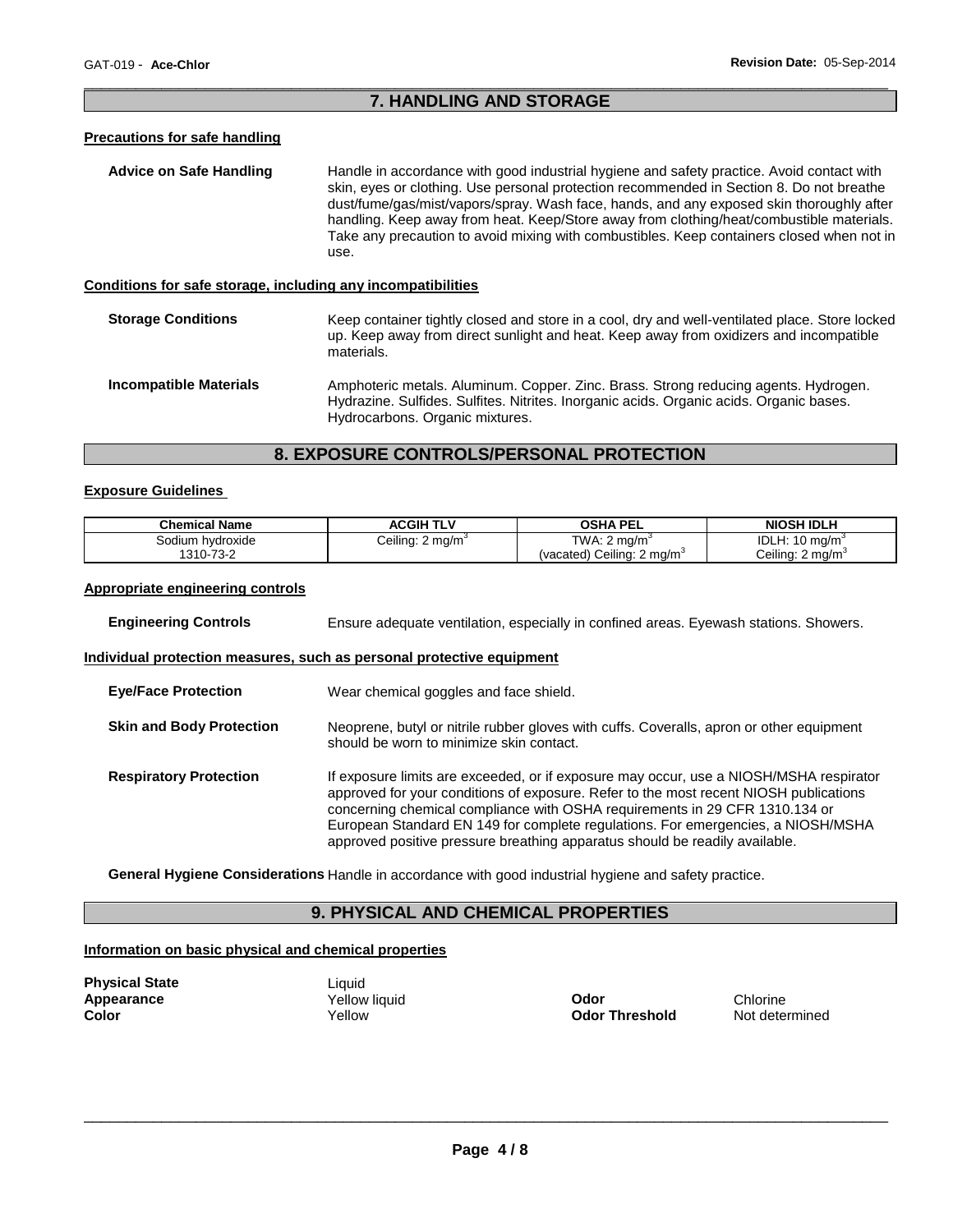## 7. HANDLING AND STORAGE

### Precautions for safe handling

**Advice on Safe Handling** Handle in accordance with good industrial hygiene and safety practice. Avoid contact with skin, eyes or clothing. Use personal protection recommended in Section 8. Do not breathe dust/fume/gas/mist/vapors/spray. Wash face, hands, and any exposed skin thoroughly after handling. Keep away from heat. Keep/Store away from clothing/heat/combustible materials. Take any precaution to avoid mixing with combustibles. Keep containers closed when not in use.

### Conditions for safe storage, including any incompatibilities

**Storage Conditions** Keep container tightly closed and store in a cool, dry and well-ventilated place. Store locked up. Keep away from direct sunlight and heat. Keep away from oxidizers and incompatible materials.

**Incompatible Materials** Amphoteric metals. Aluminum. Copper. Zinc. Brass. Strong reducing agents. Hydrogen. Hydrazine. Sulfides. Sulfites. Nitrites. Inorganic acids. Organic acids. Organic bases. Hydrocarbons. Organic mixtures.

## 8. EXPOSURE CONTROLS/PERSONAL PROTECTION

### Exposure Guidelines

| Chemical Name | ACGIH TLV | OSHA PEL | NIOSH IDLH |
|---|---|---|---|
| Sodium hydroxide 1310-73-2 | Ceiling: 2 mg/m$^3$ | TWA: 2 mg/m$^3$ (vacated) Ceiling: 2 mg/m$^3$ | IDLH: 10 mg/m$^3$ Ceiling: 2 mg/m$^3$ |

### Appropriate engineering controls

**Engineering Controls** Ensure adequate ventilation, especially in confined areas. Eyewash stations. Showers.

### Individual protection measures, such as personal protective equipment

**Eye/Face Protection** Wear chemical goggles and face shield.

**Skin and Body Protection** Neoprene, butyl or nitrile rubber gloves with cuffs. Coveralls, apron or other equipment should be worn to minimize skin contact.

**Respiratory Protection** If exposure limits are exceeded, or if exposure may occur, use a NIOSH/MSHA respirator approved for your conditions of exposure. Refer to the most recent NIOSH publications concerning chemical compliance with OSHA requirements in 29 CFR 1310.134 or European Standard EN 149 for complete regulations. For emergencies, a NIOSH/MSHA approved positive pressure breathing apparatus should be readily available.

**General Hygiene Considerations** Handle in accordance with good industrial hygiene and safety practice.

## 9. PHYSICAL AND CHEMICAL PROPERTIES

### Information on basic physical and chemical properties

**Physical State** Liquid
**Appearance** Yellow liquid
**Color** Yellow

**Odor** Chlorine
**Odor Threshold** Not determined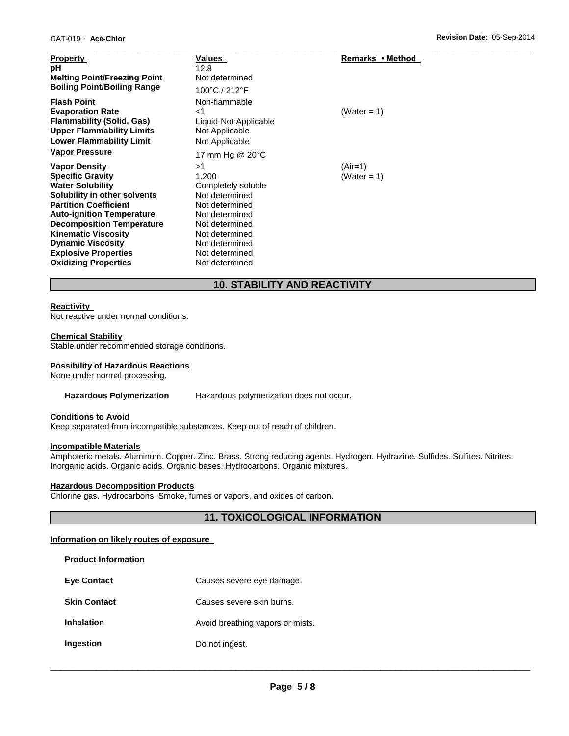| Property | Values | Remarks • Method |
| --- | --- | --- |
| pH | 12.8 | |
| Melting Point/Freezing Point | Not determined | |
| Boiling Point/Boiling Range | 100°C / 212°F | |
| Flash Point | Non-flammable | |
| Evaporation Rate | <1 | (Water = 1) |
| Flammability (Solid, Gas) | Liquid-Not Applicable | |
| Upper Flammability Limits | Not Applicable | |
| Lower Flammability Limit | Not Applicable | |
| Vapor Pressure | 17 mm Hg @ 20°C | |
| Vapor Density | >1 | (Air=1) |
| Specific Gravity | 1.200 | (Water = 1) |
| Water Solubility | Completely soluble | |
| Solubility in other solvents | Not determined | |
| Partition Coefficient | Not determined | |
| Auto-ignition Temperature | Not determined | |
| Decomposition Temperature | Not determined | |
| Kinematic Viscosity | Not determined | |
| Dynamic Viscosity | Not determined | |
| Explosive Properties | Not determined | |
| Oxidizing Properties | Not determined | |

## 10. STABILITY AND REACTIVITY

**Reactivity**

Not reactive under normal conditions.

**Chemical Stability**

Stable under recommended storage conditions.

**Possibility of Hazardous Reactions**

None under normal processing.

**Hazardous Polymerization** Hazardous polymerization does not occur.

**Conditions to Avoid**

Keep separated from incompatible substances. Keep out of reach of children.

**Incompatible Materials**

Amphoteric metals. Aluminum. Copper. Zinc. Brass. Strong reducing agents. Hydrogen. Hydrazine. Sulfides. Sulfites. Nitrites. Inorganic acids. Organic acids. Organic bases. Hydrocarbons. Organic mixtures.

**Hazardous Decomposition Products**

Chlorine gas. Hydrocarbons. Smoke, fumes or vapors, and oxides of carbon.

## 11. TOXICOLOGICAL INFORMATION

**Information on likely routes of exposure**

**Product Information**

| | |
| --- | --- |
| **Eye Contact** | Causes severe eye damage. |
| **Skin Contact** | Causes severe skin burns. |
| **Inhalation** | Avoid breathing vapors or mists. |
| **Ingestion** | Do not ingest. |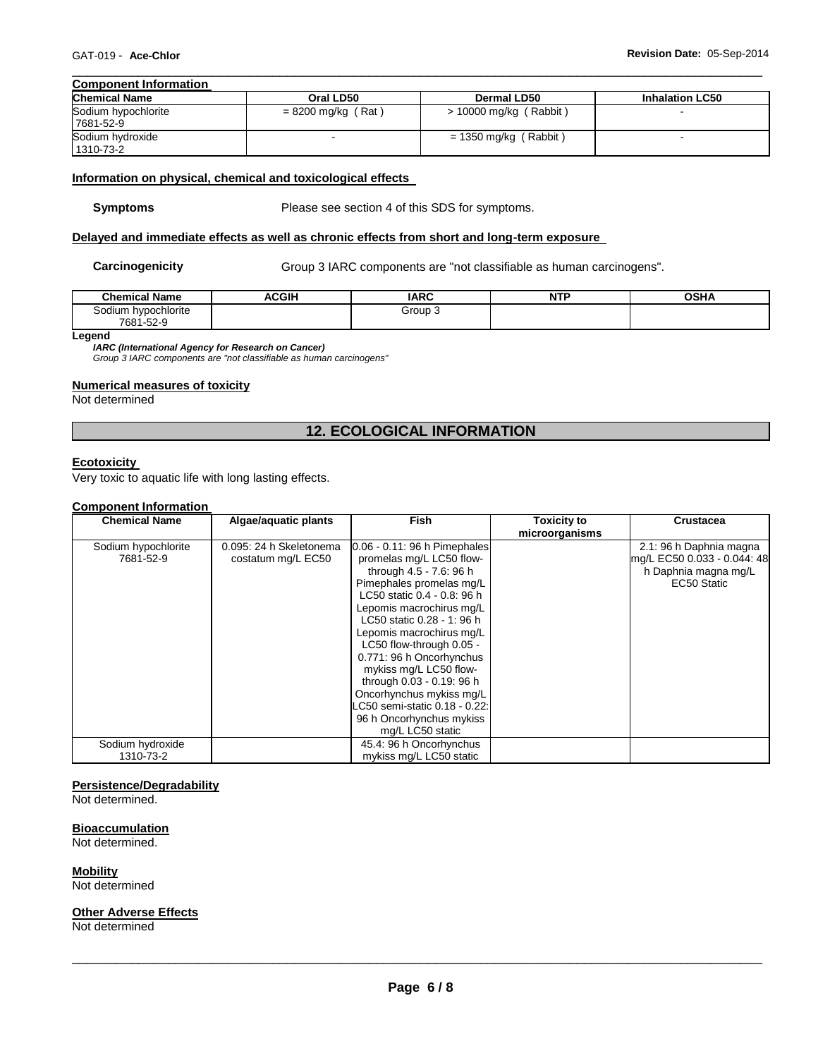### Component Information

| Chemical Name | Oral LD50 | Dermal LD50 | Inhalation LC50 |
|---|---|---|---|
| Sodium hypochlorite 7681-52-9 | = 8200 mg/kg ( Rat ) | > 10000 mg/kg ( Rabbit ) | - |
| Sodium hydroxide 1310-73-2 | - | = 1350 mg/kg ( Rabbit ) | - |

### Information on physical, chemical and toxicological effects

**Symptoms** Please see section 4 of this SDS for symptoms.

### Delayed and immediate effects as well as chronic effects from short and long-term exposure

**Carcinogenicity** Group 3 IARC components are "not classifiable as human carcinogens".

| Chemical Name | ACGIH | IARC | NTP | OSHA |
|---|---|---|---|---|
| Sodium hypochlorite 7681-52-9 | | Group 3 | | |

**Legend**

***IARC (International Agency for Research on Cancer)***

*Group 3 IARC components are "not classifiable as human carcinogens"*

### Numerical measures of toxicity

Not determined

## 12. ECOLOGICAL INFORMATION

### Ecotoxicity

Very toxic to aquatic life with long lasting effects.

### Component Information

| Chemical Name | Algae/aquatic plants | Fish | Toxicity to microorganisms | Crustacea |
|---|---|---|---|---|
| Sodium hypochlorite 7681-52-9 | 0.095: 24 h Skeletonema costatum mg/L EC50 | 0.06 - 0.11: 96 h Pimephales promelas mg/L LC50 flow-through 4.5 - 7.6: 96 h Pimephales promelas mg/L LC50 static 0.4 - 0.8: 96 h Lepomis macrochirus mg/L LC50 static 0.28 - 1: 96 h Lepomis macrochirus mg/L LC50 flow-through 0.05 - 0.771: 96 h Oncorhynchus mykiss mg/L LC50 flow-through 0.03 - 0.19: 96 h Oncorhynchus mykiss mg/L LC50 semi-static 0.18 - 0.22: 96 h Oncorhynchus mykiss mg/L LC50 static | | 2.1: 96 h Daphnia magna mg/L EC50 0.033 - 0.044: 48 h Daphnia magna mg/L EC50 Static |
| Sodium hydroxide 1310-73-2 | | 45.4: 96 h Oncorhynchus mykiss mg/L LC50 static | | |

### Persistence/Degradability

Not determined.

### Bioaccumulation

Not determined.

### Mobility

Not determined

### Other Adverse Effects

Not determined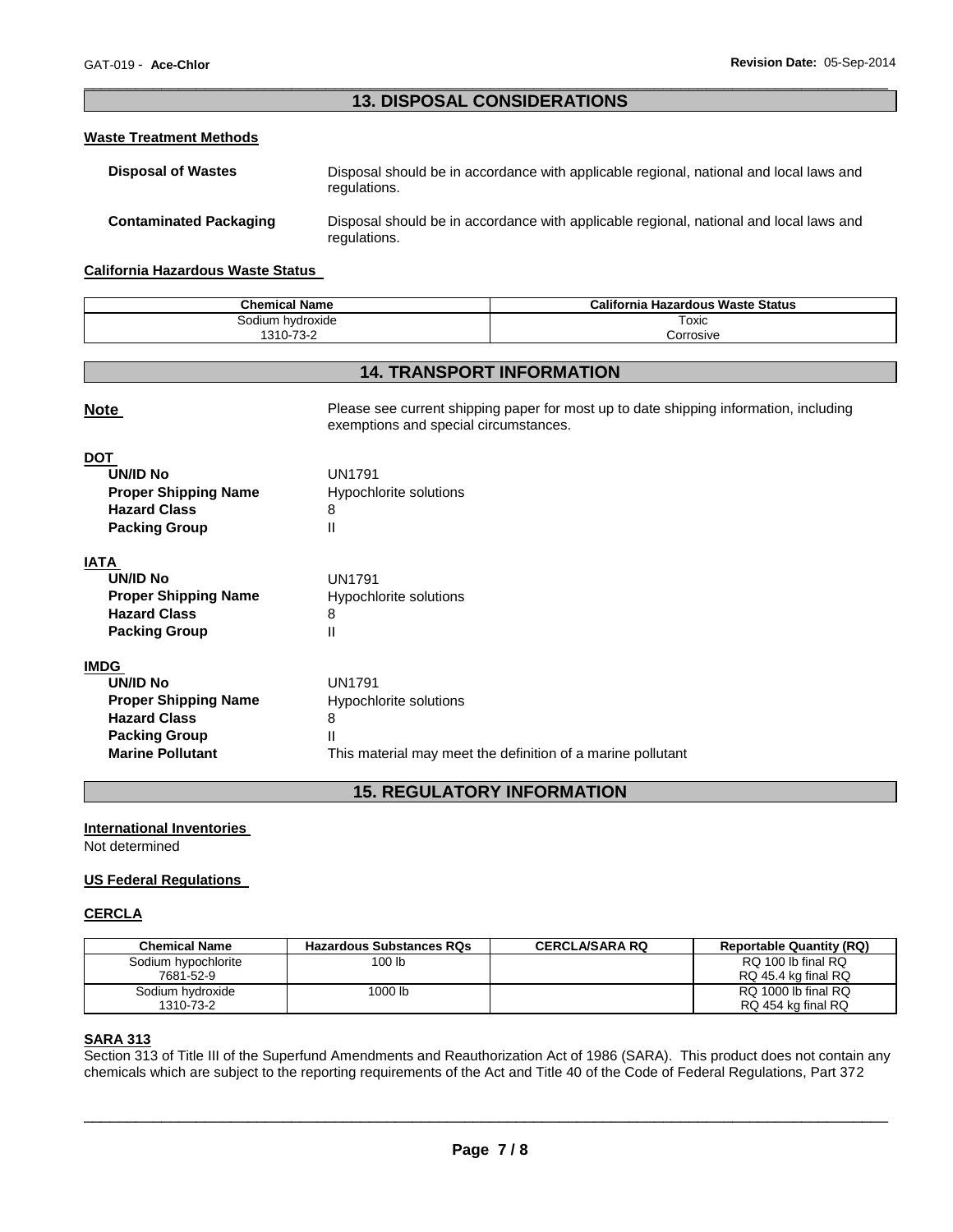## 13. DISPOSAL CONSIDERATIONS

### Waste Treatment Methods

**Disposal of Wastes** Disposal should be in accordance with applicable regional, national and local laws and regulations.

**Contaminated Packaging** Disposal should be in accordance with applicable regional, national and local laws and regulations.

### California Hazardous Waste Status

| Chemical Name | California Hazardous Waste Status |
|---|---|
| Sodium hydroxide<br>1310-73-2 | Toxic<br>Corrosive |

## 14. TRANSPORT INFORMATION

**Note** Please see current shipping paper for most up to date shipping information, including exemptions and special circumstances.

**DOT**

**UN/ID No** UN1791
**Proper Shipping Name** Hypochlorite solutions
**Hazard Class** 8
**Packing Group** II

**IATA**

**UN/ID No** UN1791
**Proper Shipping Name** Hypochlorite solutions
**Hazard Class** 8
**Packing Group** II

**IMDG**

**UN/ID No** UN1791
**Proper Shipping Name** Hypochlorite solutions
**Hazard Class** 8
**Packing Group** II
**Marine Pollutant** This material may meet the definition of a marine pollutant

## 15. REGULATORY INFORMATION

### International Inventories

Not determined

### US Federal Regulations

### CERCLA

| Chemical Name | Hazardous Substances RQs | CERCLA/SARA RQ | Reportable Quantity (RQ) |
|---|---|---|---|
| Sodium hypochlorite<br>7681-52-9 | 100 lb | | RQ 100 lb final RQ<br>RQ 45.4 kg final RQ |
| Sodium hydroxide<br>1310-73-2 | 1000 lb | | RQ 1000 lb final RQ<br>RQ 454 kg final RQ |

### SARA 313

Section 313 of Title III of the Superfund Amendments and Reauthorization Act of 1986 (SARA). This product does not contain any chemicals which are subject to the reporting requirements of the Act and Title 40 of the Code of Federal Regulations, Part 372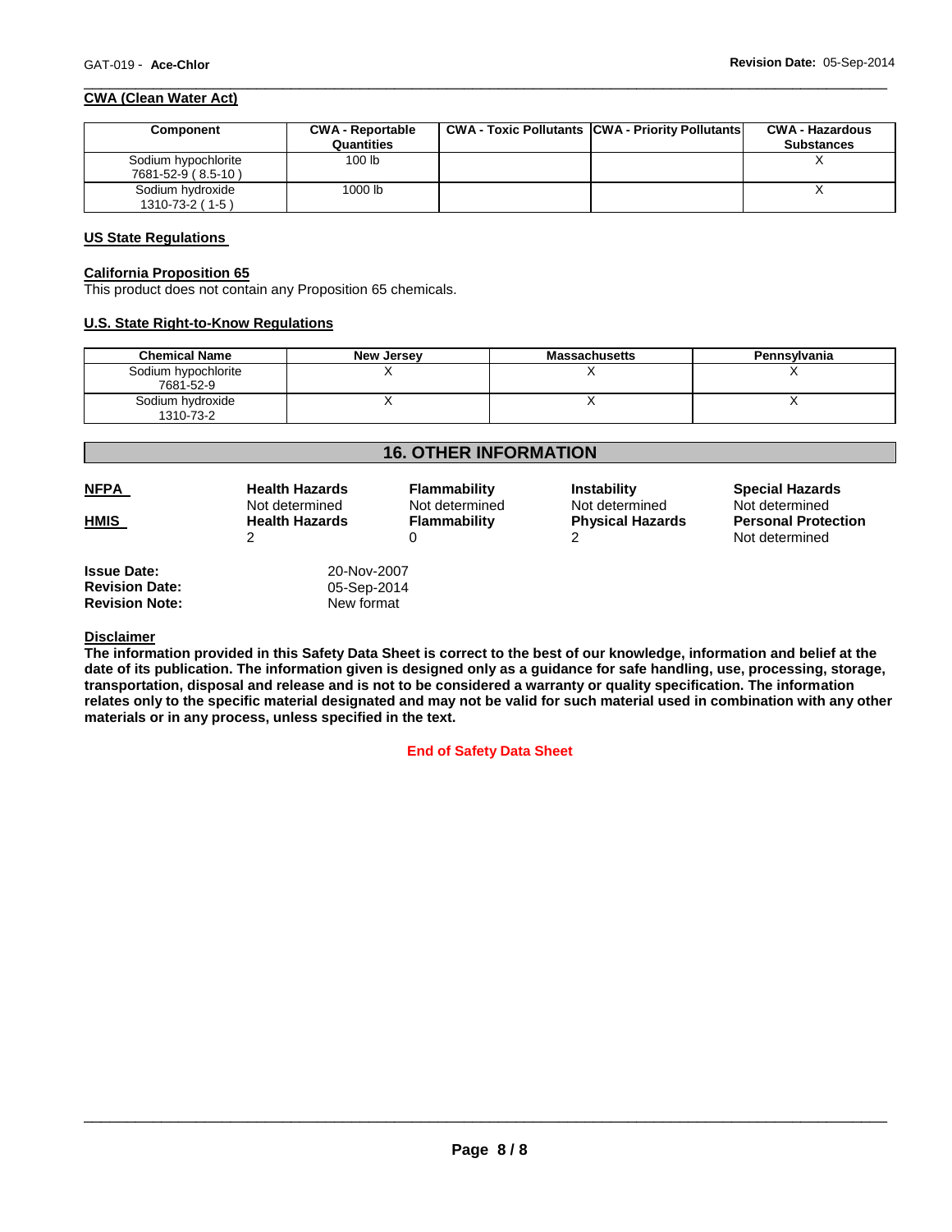### CWA (Clean Water Act)

| Component | CWA - Reportable Quantities | CWA - Toxic Pollutants | CWA - Priority Pollutants | CWA - Hazardous Substances |
|---|---|---|---|---|
| Sodium hypochlorite 7681-52-9 ( 8.5-10 ) | 100 lb | | | X |
| Sodium hydroxide 1310-73-2 ( 1-5 ) | 1000 lb | | | X |

### US State Regulations

### California Proposition 65

This product does not contain any Proposition 65 chemicals.

### U.S. State Right-to-Know Regulations

| Chemical Name | New Jersey | Massachusetts | Pennsylvania |
|---|---|---|---|
| Sodium hypochlorite 7681-52-9 | X | X | X |
| Sodium hydroxide 1310-73-2 | X | X | X |

## 16. OTHER INFORMATION

| | | | | |
|---|---|---|---|---|
| **NFPA** | **Health Hazards** Not determined | **Flammability** Not determined | **Instability** Not determined | **Special Hazards** Not determined |
| **HMIS** | **Health Hazards** 2 | **Flammability** 0 | **Physical Hazards** 2 | **Personal Protection** Not determined |

**Issue Date:** 20-Nov-2007
**Revision Date:** 05-Sep-2014
**Revision Note:** New format

### Disclaimer

**The information provided in this Safety Data Sheet is correct to the best of our knowledge, information and belief at the date of its publication. The information given is designed only as a guidance for safe handling, use, processing, storage, transportation, disposal and release and is not to be considered a warranty or quality specification. The information relates only to the specific material designated and may not be valid for such material used in combination with any other materials or in any process, unless specified in the text.**

**End of Safety Data Sheet**